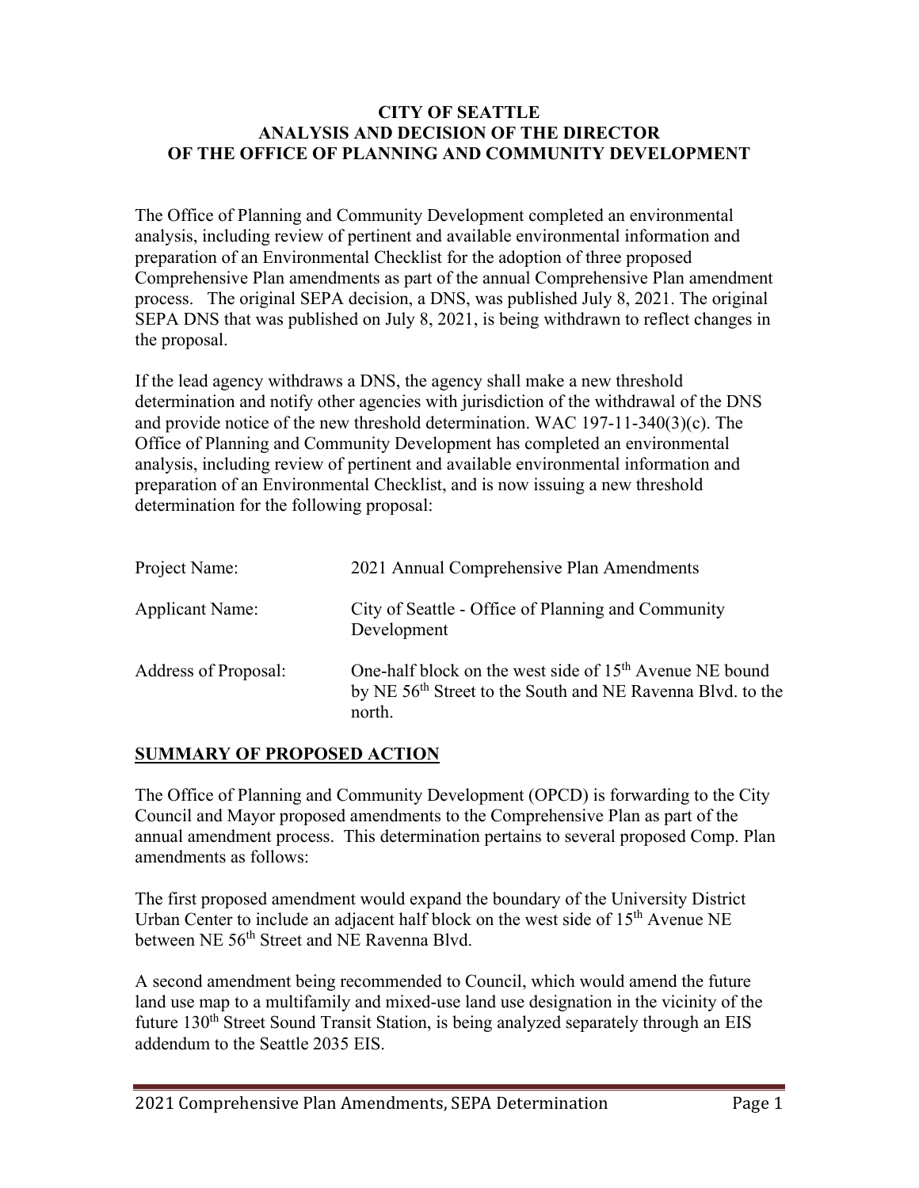# CITY OF SEATTLE
# ANALYSIS AND DECISION OF THE DIRECTOR
# OF THE OFFICE OF PLANNING AND COMMUNITY DEVELOPMENT

The Office of Planning and Community Development completed an environmental analysis, including review of pertinent and available environmental information and preparation of an Environmental Checklist for the adoption of three proposed Comprehensive Plan amendments as part of the annual Comprehensive Plan amendment process. The original SEPA decision, a DNS, was published July 8, 2021. The original SEPA DNS that was published on July 8, 2021, is being withdrawn to reflect changes in the proposal.

If the lead agency withdraws a DNS, the agency shall make a new threshold determination and notify other agencies with jurisdiction of the withdrawal of the DNS and provide notice of the new threshold determination. WAC 197-11-340(3)(c). The Office of Planning and Community Development has completed an environmental analysis, including review of pertinent and available environmental information and preparation of an Environmental Checklist, and is now issuing a new threshold determination for the following proposal:

| | |
|---|---|
| Project Name: | 2021 Annual Comprehensive Plan Amendments |
| Applicant Name: | City of Seattle - Office of Planning and Community Development |
| Address of Proposal: | One-half block on the west side of 15th Avenue NE bound by NE 56th Street to the South and NE Ravenna Blvd. to the north. |

## SUMMARY OF PROPOSED ACTION

The Office of Planning and Community Development (OPCD) is forwarding to the City Council and Mayor proposed amendments to the Comprehensive Plan as part of the annual amendment process. This determination pertains to several proposed Comp. Plan amendments as follows:

The first proposed amendment would expand the boundary of the University District Urban Center to include an adjacent half block on the west side of 15th Avenue NE between NE 56th Street and NE Ravenna Blvd.

A second amendment being recommended to Council, which would amend the future land use map to a multifamily and mixed-use land use designation in the vicinity of the future 130th Street Sound Transit Station, is being analyzed separately through an EIS addendum to the Seattle 2035 EIS.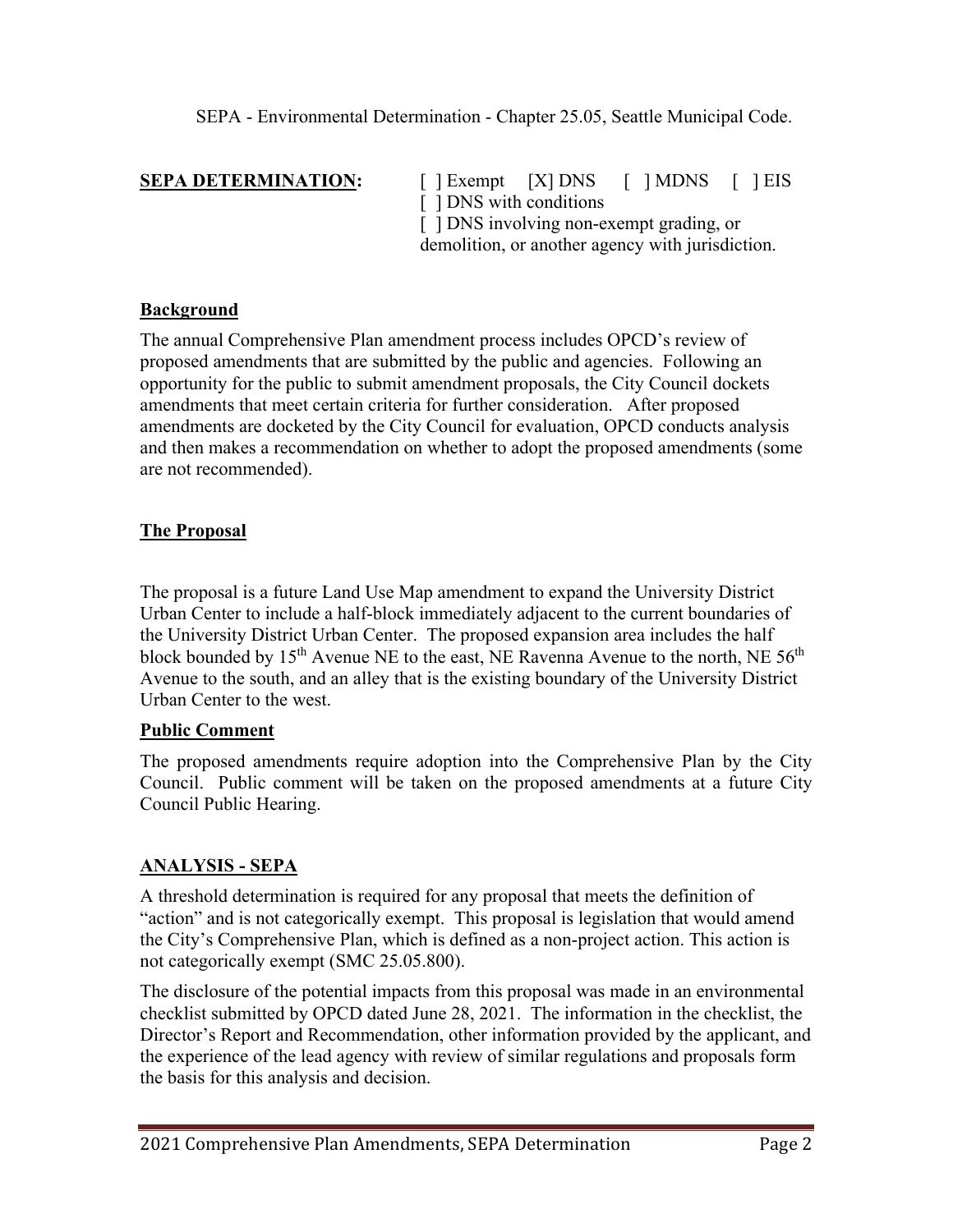SEPA - Environmental Determination - Chapter 25.05, Seattle Municipal Code.

**SEPA DETERMINATION:** [ ] Exempt [X] DNS [ ] MDNS [ ] EIS
[ ] DNS with conditions
[ ] DNS involving non-exempt grading, or demolition, or another agency with jurisdiction.

## Background

The annual Comprehensive Plan amendment process includes OPCD's review of proposed amendments that are submitted by the public and agencies. Following an opportunity for the public to submit amendment proposals, the City Council dockets amendments that meet certain criteria for further consideration. After proposed amendments are docketed by the City Council for evaluation, OPCD conducts analysis and then makes a recommendation on whether to adopt the proposed amendments (some are not recommended).

## The Proposal

The proposal is a future Land Use Map amendment to expand the University District Urban Center to include a half-block immediately adjacent to the current boundaries of the University District Urban Center. The proposed expansion area includes the half block bounded by 15th Avenue NE to the east, NE Ravenna Avenue to the north, NE 56th Avenue to the south, and an alley that is the existing boundary of the University District Urban Center to the west.

## Public Comment

The proposed amendments require adoption into the Comprehensive Plan by the City Council. Public comment will be taken on the proposed amendments at a future City Council Public Hearing.

## ANALYSIS - SEPA

A threshold determination is required for any proposal that meets the definition of "action" and is not categorically exempt. This proposal is legislation that would amend the City's Comprehensive Plan, which is defined as a non-project action. This action is not categorically exempt (SMC 25.05.800).

The disclosure of the potential impacts from this proposal was made in an environmental checklist submitted by OPCD dated June 28, 2021. The information in the checklist, the Director's Report and Recommendation, other information provided by the applicant, and the experience of the lead agency with review of similar regulations and proposals form the basis for this analysis and decision.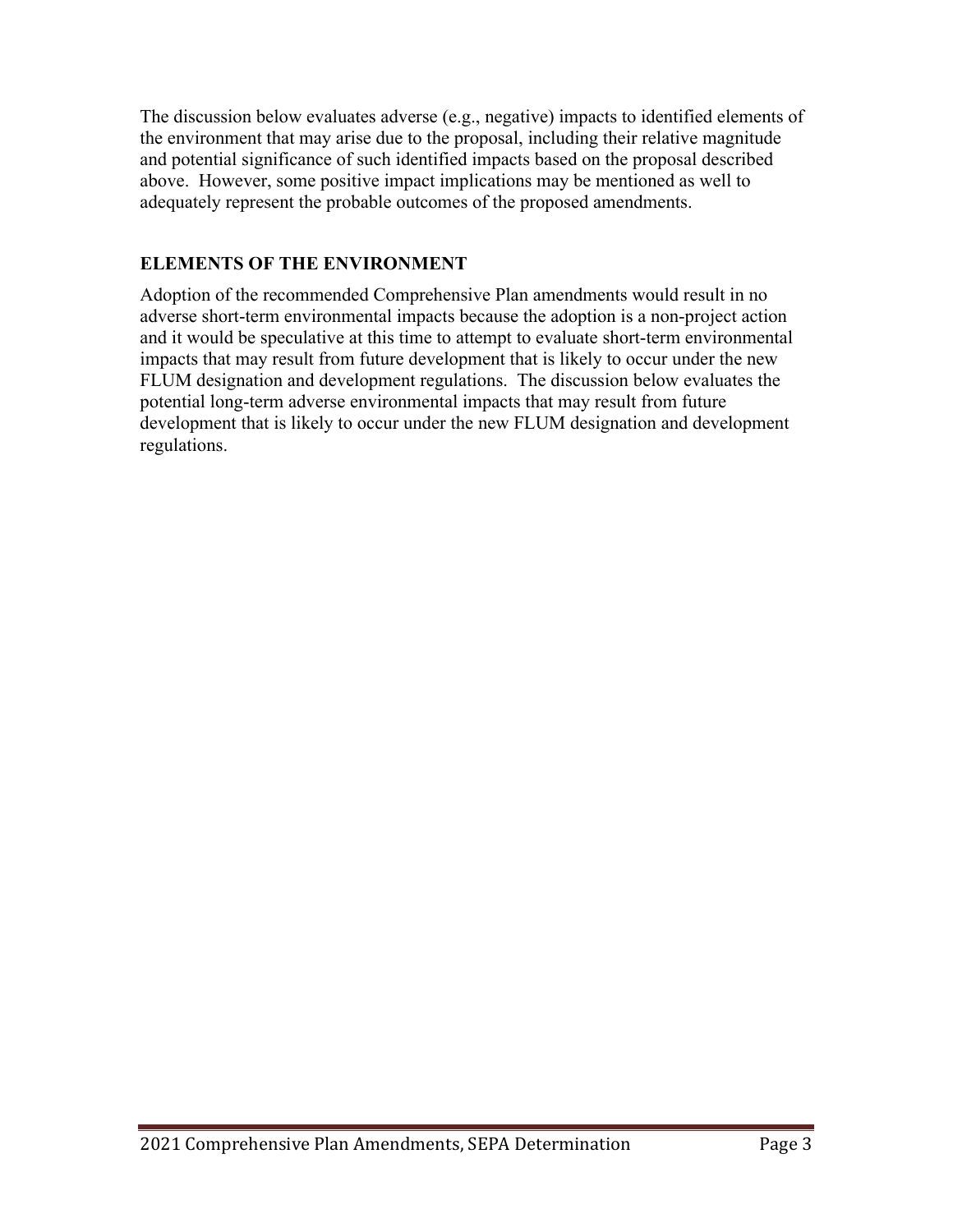The discussion below evaluates adverse (e.g., negative) impacts to identified elements of the environment that may arise due to the proposal, including their relative magnitude and potential significance of such identified impacts based on the proposal described above. However, some positive impact implications may be mentioned as well to adequately represent the probable outcomes of the proposed amendments.

## ELEMENTS OF THE ENVIRONMENT

Adoption of the recommended Comprehensive Plan amendments would result in no adverse short-term environmental impacts because the adoption is a non-project action and it would be speculative at this time to attempt to evaluate short-term environmental impacts that may result from future development that is likely to occur under the new FLUM designation and development regulations. The discussion below evaluates the potential long-term adverse environmental impacts that may result from future development that is likely to occur under the new FLUM designation and development regulations.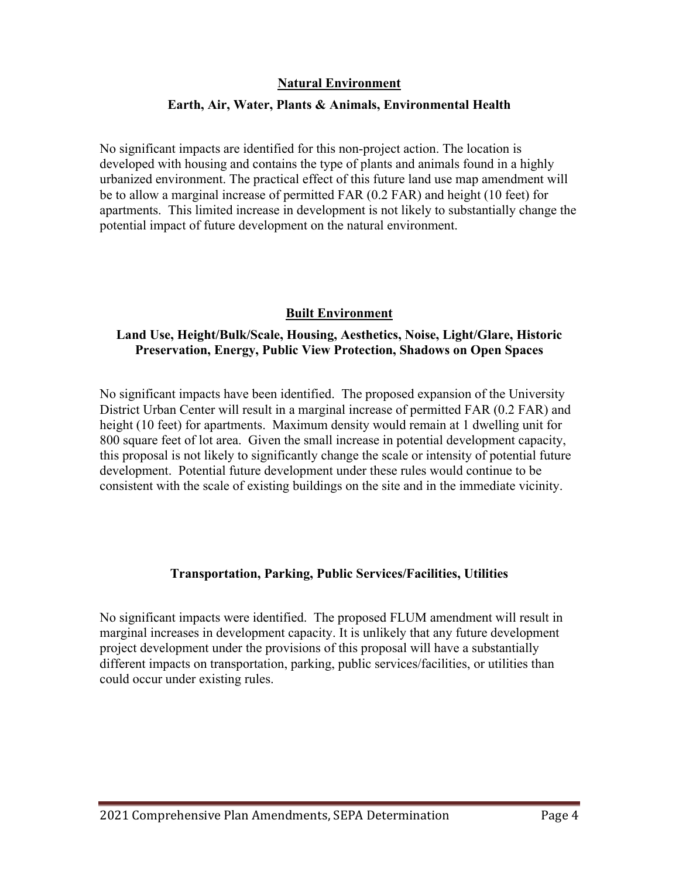## Natural Environment

### Earth, Air, Water, Plants & Animals, Environmental Health

No significant impacts are identified for this non-project action. The location is developed with housing and contains the type of plants and animals found in a highly urbanized environment. The practical effect of this future land use map amendment will be to allow a marginal increase of permitted FAR (0.2 FAR) and height (10 feet) for apartments. This limited increase in development is not likely to substantially change the potential impact of future development on the natural environment.

## Built Environment

### Land Use, Height/Bulk/Scale, Housing, Aesthetics, Noise, Light/Glare, Historic Preservation, Energy, Public View Protection, Shadows on Open Spaces

No significant impacts have been identified. The proposed expansion of the University District Urban Center will result in a marginal increase of permitted FAR (0.2 FAR) and height (10 feet) for apartments. Maximum density would remain at 1 dwelling unit for 800 square feet of lot area. Given the small increase in potential development capacity, this proposal is not likely to significantly change the scale or intensity of potential future development. Potential future development under these rules would continue to be consistent with the scale of existing buildings on the site and in the immediate vicinity.

### Transportation, Parking, Public Services/Facilities, Utilities

No significant impacts were identified. The proposed FLUM amendment will result in marginal increases in development capacity. It is unlikely that any future development project development under the provisions of this proposal will have a substantially different impacts on transportation, parking, public services/facilities, or utilities than could occur under existing rules.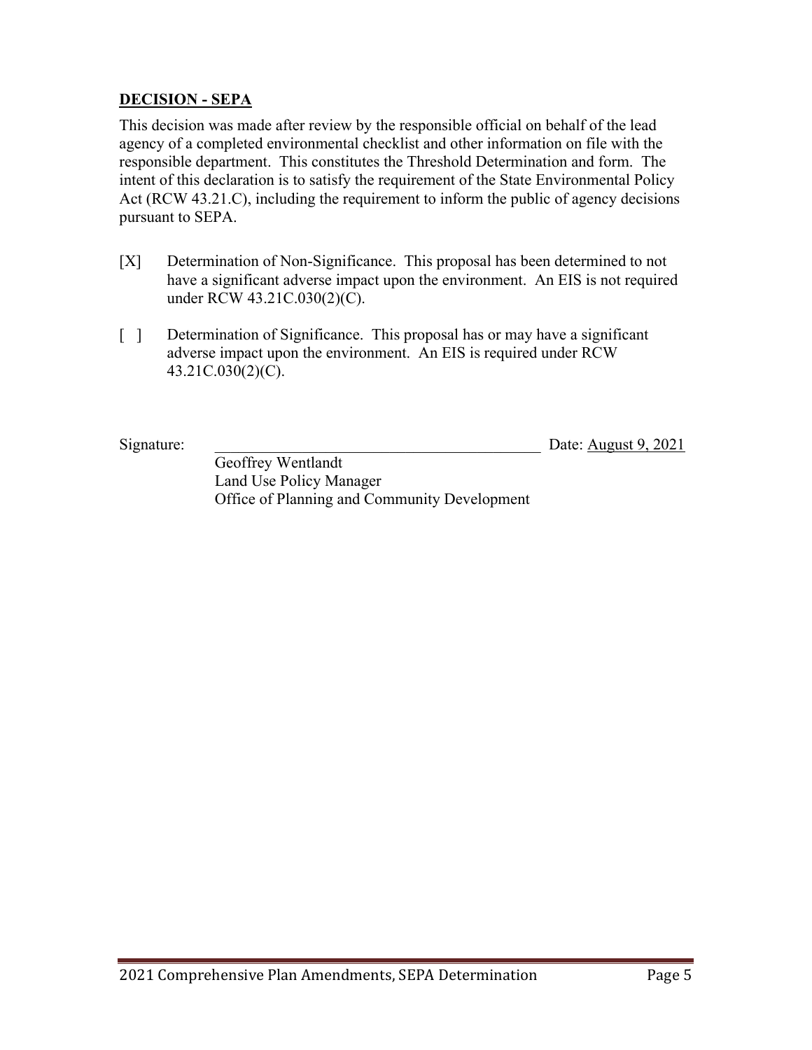**DECISION - SEPA**

This decision was made after review by the responsible official on behalf of the lead agency of a completed environmental checklist and other information on file with the responsible department. This constitutes the Threshold Determination and form. The intent of this declaration is to satisfy the requirement of the State Environmental Policy Act (RCW 43.21.C), including the requirement to inform the public of agency decisions pursuant to SEPA.

[X] Determination of Non-Significance. This proposal has been determined to not have a significant adverse impact upon the environment. An EIS is not required under RCW 43.21C.030(2)(C).

[ ] Determination of Significance. This proposal has or may have a significant adverse impact upon the environment. An EIS is required under RCW 43.21C.030(2)(C).

Signature: \_\_\_\_\_\_\_\_\_\_\_\_\_\_\_\_\_\_\_\_\_\_\_\_\_\_\_\_\_\_\_\_\_\_\_\_\_\_\_\_ Date: August 9, 2021

Geoffrey Wentlandt
Land Use Policy Manager
Office of Planning and Community Development